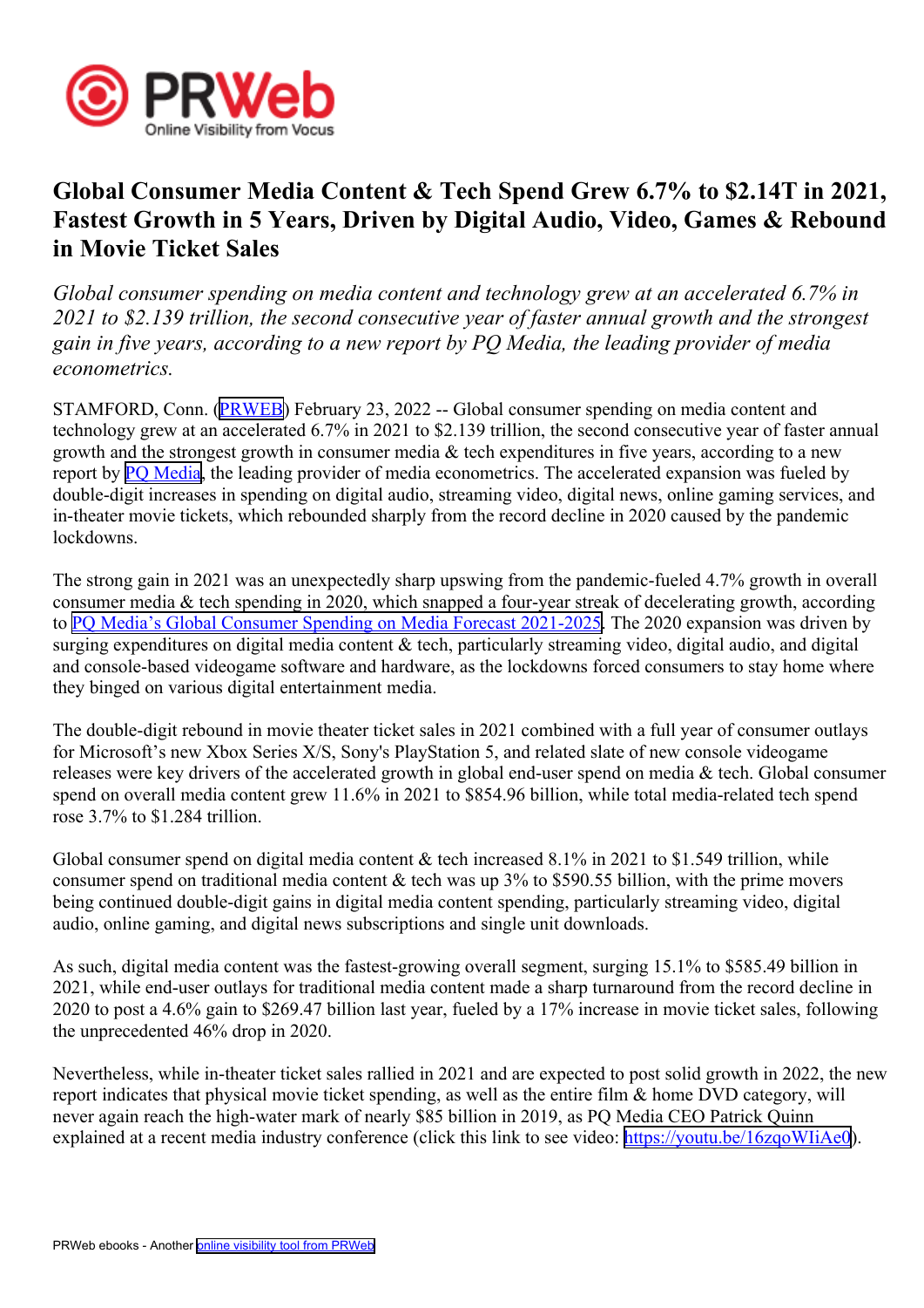# Global Consumer Media Content & Tech Spend Grew 6.7% to $2.14T in 2021, Fastest Growth in 5 Years, Driven by Digital Audio, Video, Games & Rebound in Movie Ticket Sales

*Global consumer spending on media content and technology grew at an accelerated 6.7% in 2021 to $2.139 trillion, the second consecutive year of faster annual growth and the strongest gain in five years, according to a new report by PQ Media, the leading provider of media econometrics.*

STAMFORD, Conn. (PRWEB) February 23, 2022 -- Global consumer spending on media content and technology grew at an accelerated 6.7% in 2021 to $2.139 trillion, the second consecutive year of faster annual growth and the strongest growth in consumer media & tech expenditures in five years, according to a new report by PQ Media, the leading provider of media econometrics. The accelerated expansion was fueled by double-digit increases in spending on digital audio, streaming video, digital news, online gaming services, and in-theater movie tickets, which rebounded sharply from the record decline in 2020 caused by the pandemic lockdowns.

The strong gain in 2021 was an unexpectedly sharp upswing from the pandemic-fueled 4.7% growth in overall consumer media & tech spending in 2020, which snapped a four-year streak of decelerating growth, according to PQ Media's Global Consumer Spending on Media Forecast 2021-2025. The 2020 expansion was driven by surging expenditures on digital media content & tech, particularly streaming video, digital audio, and digital and console-based videogame software and hardware, as the lockdowns forced consumers to stay home where they binged on various digital entertainment media.

The double-digit rebound in movie theater ticket sales in 2021 combined with a full year of consumer outlays for Microsoft's new Xbox Series X/S, Sony's PlayStation 5, and related slate of new console videogame releases were key drivers of the accelerated growth in global end-user spend on media & tech. Global consumer spend on overall media content grew 11.6% in 2021 to $854.96 billion, while total media-related tech spend rose 3.7% to $1.284 trillion.

Global consumer spend on digital media content & tech increased 8.1% in 2021 to $1.549 trillion, while consumer spend on traditional media content & tech was up 3% to $590.55 billion, with the prime movers being continued double-digit gains in digital media content spending, particularly streaming video, digital audio, online gaming, and digital news subscriptions and single unit downloads.

As such, digital media content was the fastest-growing overall segment, surging 15.1% to $585.49 billion in 2021, while end-user outlays for traditional media content made a sharp turnaround from the record decline in 2020 to post a 4.6% gain to $269.47 billion last year, fueled by a 17% increase in movie ticket sales, following the unprecedented 46% drop in 2020.

Nevertheless, while in-theater ticket sales rallied in 2021 and are expected to post solid growth in 2022, the new report indicates that physical movie ticket spending, as well as the entire film & home DVD category, will never again reach the high-water mark of nearly $85 billion in 2019, as PQ Media CEO Patrick Quinn explained at a recent media industry conference (click this link to see video: https://youtu.be/16zqoWIiAe0).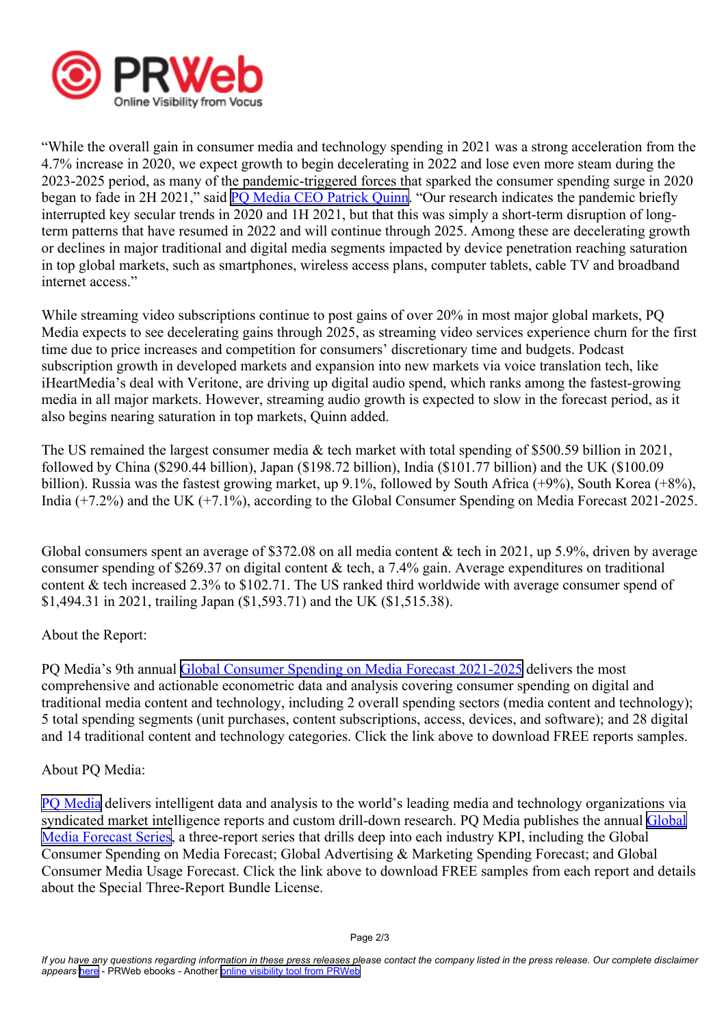"While the overall gain in consumer media and technology spending in 2021 was a strong acceleration from the 4.7% increase in 2020, we expect growth to begin decelerating in 2022 and lose even more steam during the 2023-2025 period, as many of the pandemic-triggered forces that sparked the consumer spending surge in 2020 began to fade in 2H 2021," said [PQ Media CEO Patrick Quinn](). "Our research indicates the pandemic briefly interrupted key secular trends in 2020 and 1H 2021, but that this was simply a short-term disruption of long-term patterns that have resumed in 2022 and will continue through 2025. Among these are decelerating growth or declines in major traditional and digital media segments impacted by device penetration reaching saturation in top global markets, such as smartphones, wireless access plans, computer tablets, cable TV and broadband internet access."

While streaming video subscriptions continue to post gains of over 20% in most major global markets, PQ Media expects to see decelerating gains through 2025, as streaming video services experience churn for the first time due to price increases and competition for consumers' discretionary time and budgets. Podcast subscription growth in developed markets and expansion into new markets via voice translation tech, like iHeartMedia's deal with Veritone, are driving up digital audio spend, which ranks among the fastest-growing media in all major markets. However, streaming audio growth is expected to slow in the forecast period, as it also begins nearing saturation in top markets, Quinn added.

The US remained the largest consumer media & tech market with total spending of $500.59 billion in 2021, followed by China ($290.44 billion), Japan ($198.72 billion), India ($101.77 billion) and the UK ($100.09 billion). Russia was the fastest growing market, up 9.1%, followed by South Africa (+9%), South Korea (+8%), India (+7.2%) and the UK (+7.1%), according to the Global Consumer Spending on Media Forecast 2021-2025.

Global consumers spent an average of $372.08 on all media content & tech in 2021, up 5.9%, driven by average consumer spending of $269.37 on digital content & tech, a 7.4% gain. Average expenditures on traditional content & tech increased 2.3% to $102.71. The US ranked third worldwide with average consumer spend of $1,494.31 in 2021, trailing Japan ($1,593.71) and the UK ($1,515.38).

About the Report:

PQ Media's 9th annual [Global Consumer Spending on Media Forecast 2021-2025]() delivers the most comprehensive and actionable econometric data and analysis covering consumer spending on digital and traditional media content and technology, including 2 overall spending sectors (media content and technology); 5 total spending segments (unit purchases, content subscriptions, access, devices, and software); and 28 digital and 14 traditional content and technology categories. Click the link above to download FREE reports samples.

About PQ Media:

[PQ Media]() delivers intelligent data and analysis to the world's leading media and technology organizations via syndicated market intelligence reports and custom drill-down research. PQ Media publishes the annual [Global Media Forecast Series](), a three-report series that drills deep into each industry KPI, including the Global Consumer Spending on Media Forecast; Global Advertising & Marketing Spending Forecast; and Global Consumer Media Usage Forecast. Click the link above to download FREE samples from each report and details about the Special Three-Report Bundle License.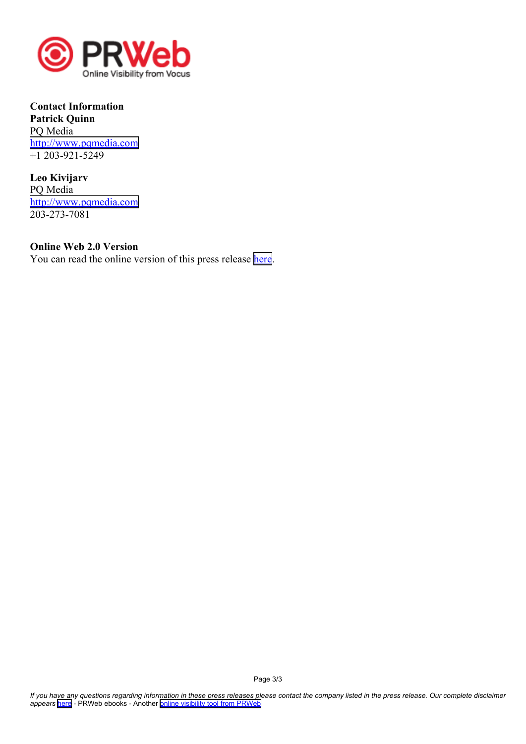**Contact Information**
**Patrick Quinn**
PQ Media
http://www.pqmedia.com
+1 203-921-5249

**Leo Kivijarv**
PQ Media
http://www.pqmedia.com
203-273-7081

**Online Web 2.0 Version**
You can read the online version of this press release here.

*If you have any questions regarding information in these press releases please contact the company listed in the press release. Our complete disclaimer appears here - PRWeb ebooks - Another online visibility tool from PRWeb*